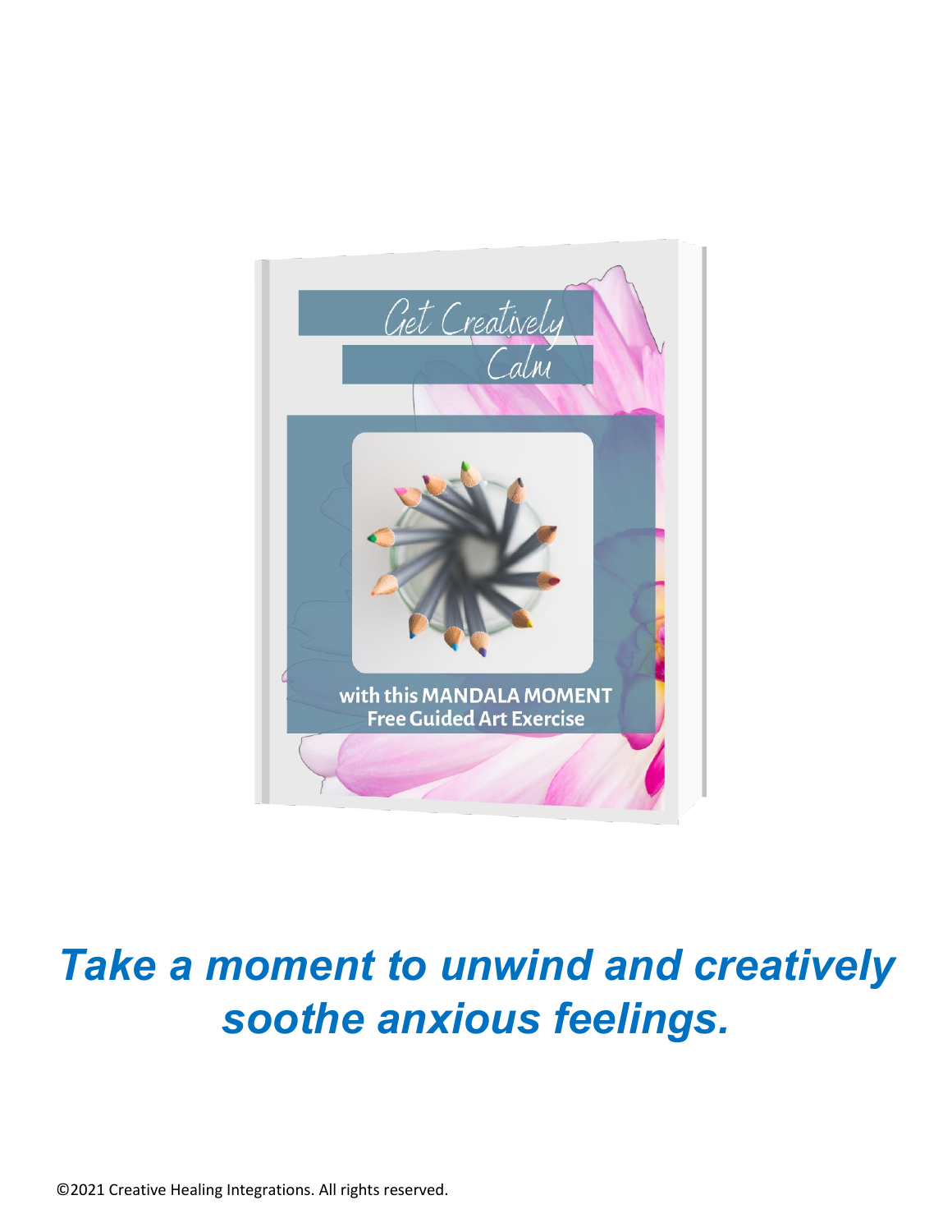# Get Creatively Calm

**with this MANDALA MOMENT**
**Free Guided Art Exercise**

***Take a moment to unwind and creatively soothe anxious feelings.***

©2021 Creative Healing Integrations. All rights reserved.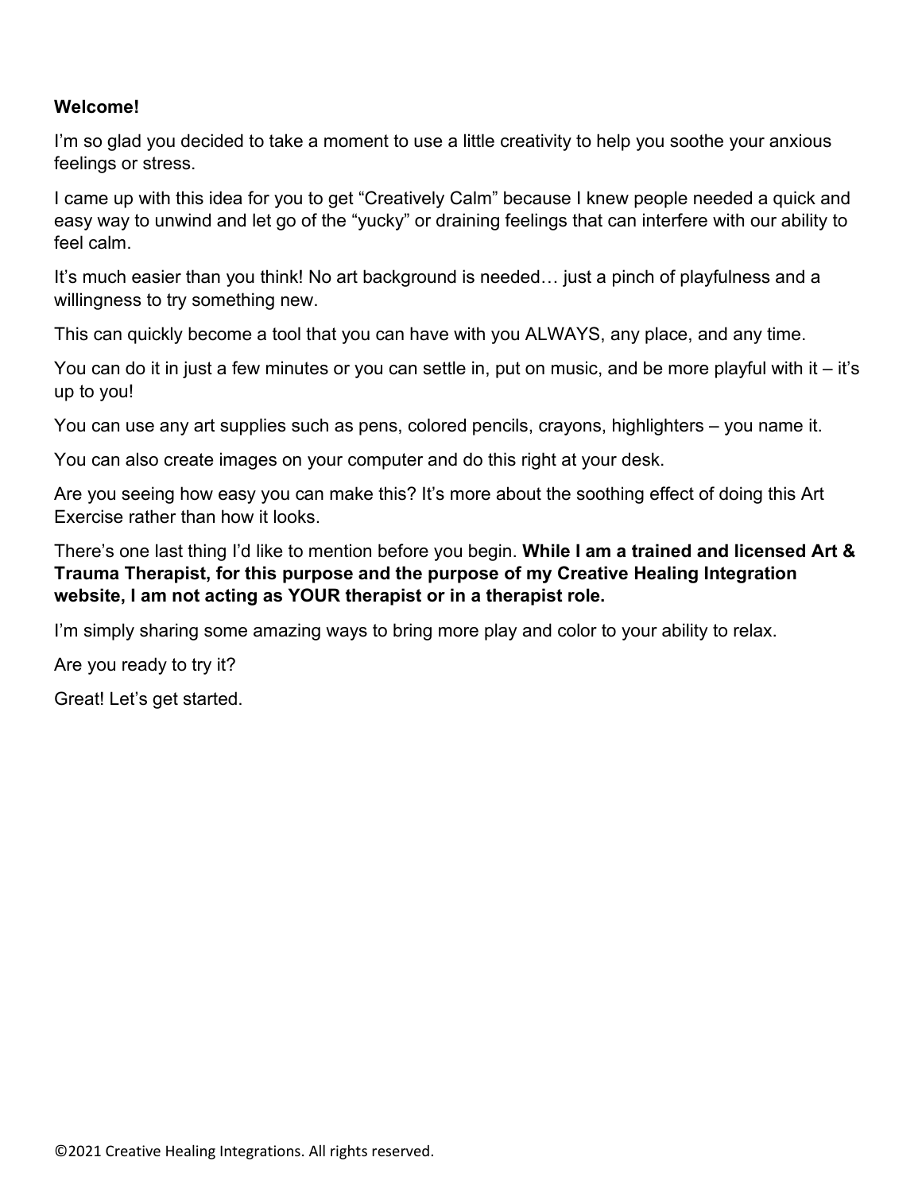**Welcome!**

I'm so glad you decided to take a moment to use a little creativity to help you soothe your anxious feelings or stress.

I came up with this idea for you to get "Creatively Calm" because I knew people needed a quick and easy way to unwind and let go of the "yucky" or draining feelings that can interfere with our ability to feel calm.

It's much easier than you think! No art background is needed… just a pinch of playfulness and a willingness to try something new.

This can quickly become a tool that you can have with you ALWAYS, any place, and any time.

You can do it in just a few minutes or you can settle in, put on music, and be more playful with it – it's up to you!

You can use any art supplies such as pens, colored pencils, crayons, highlighters – you name it.

You can also create images on your computer and do this right at your desk.

Are you seeing how easy you can make this? It's more about the soothing effect of doing this Art Exercise rather than how it looks.

There's one last thing I'd like to mention before you begin. **While I am a trained and licensed Art & Trauma Therapist, for this purpose and the purpose of my Creative Healing Integration website, I am not acting as YOUR therapist or in a therapist role.**

I'm simply sharing some amazing ways to bring more play and color to your ability to relax.

Are you ready to try it?

Great! Let's get started.

©2021 Creative Healing Integrations. All rights reserved.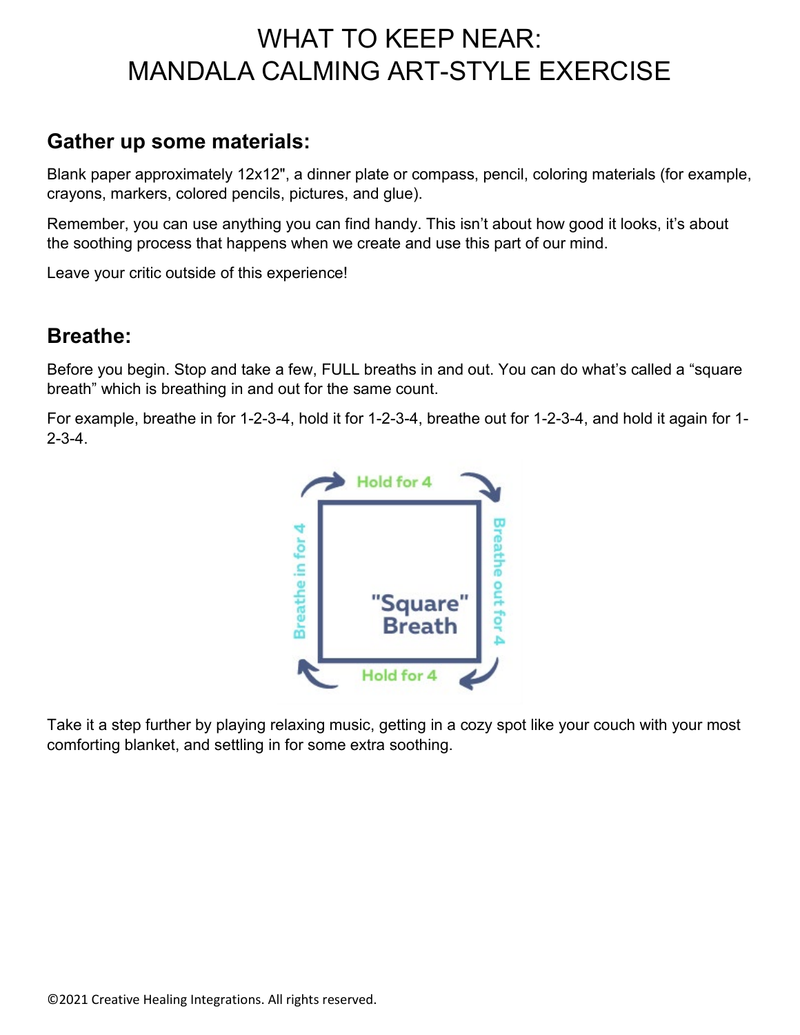# WHAT TO KEEP NEAR:
# MANDALA CALMING ART-STYLE EXERCISE

## Gather up some materials:

Blank paper approximately 12x12", a dinner plate or compass, pencil, coloring materials (for example, crayons, markers, colored pencils, pictures, and glue).

Remember, you can use anything you can find handy. This isn't about how good it looks, it's about the soothing process that happens when we create and use this part of our mind.

Leave your critic outside of this experience!

## Breathe:

Before you begin. Stop and take a few, FULL breaths in and out. You can do what's called a "square breath" which is breathing in and out for the same count.

For example, breathe in for 1-2-3-4, hold it for 1-2-3-4, breathe out for 1-2-3-4, and hold it again for 1-2-3-4.

Breathe in for 4 → Hold for 4 → Breathe out for 4 → Hold for 4

"Square" Breath

Take it a step further by playing relaxing music, getting in a cozy spot like your couch with your most comforting blanket, and settling in for some extra soothing.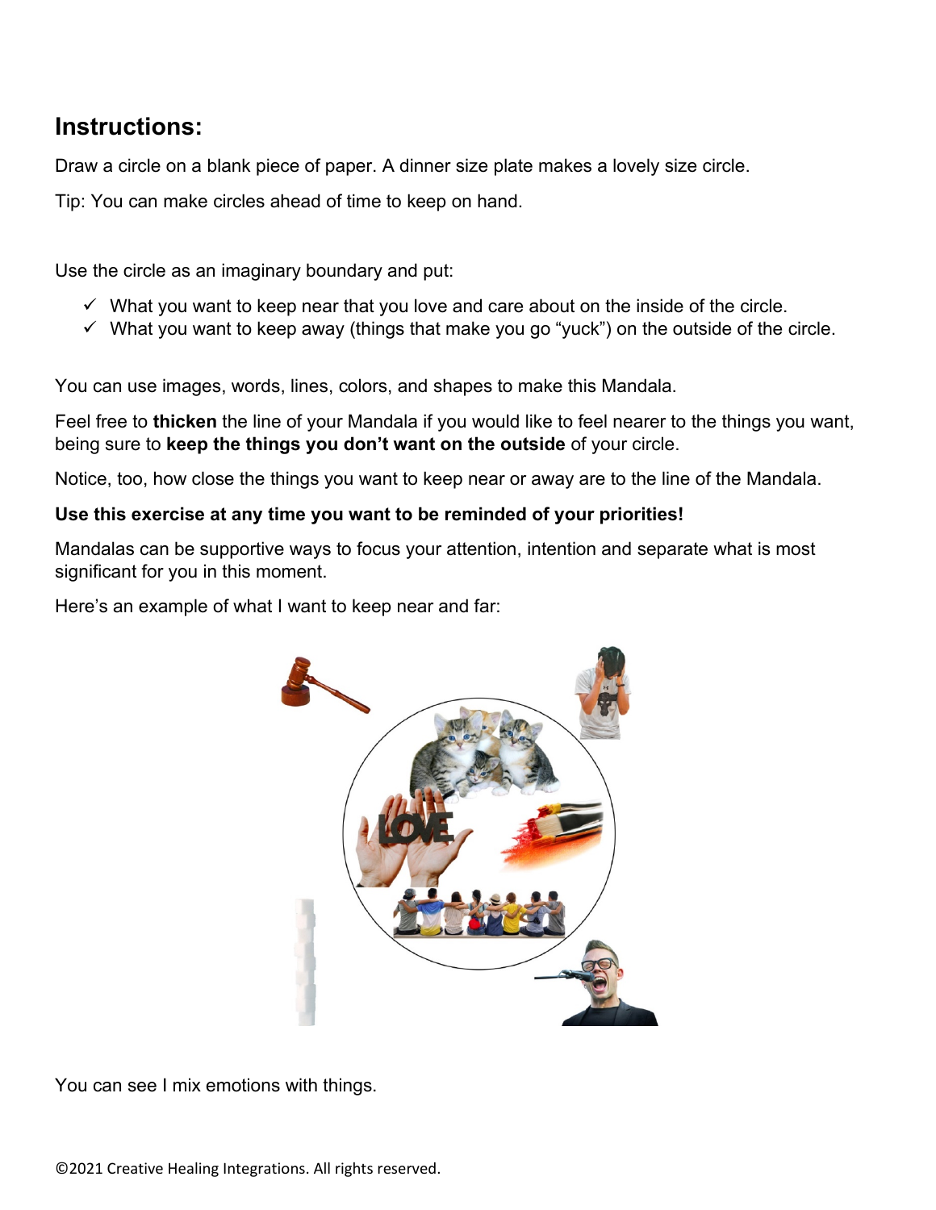## Instructions:

Draw a circle on a blank piece of paper. A dinner size plate makes a lovely size circle.

Tip: You can make circles ahead of time to keep on hand.

Use the circle as an imaginary boundary and put:

- ✓ What you want to keep near that you love and care about on the inside of the circle.
- ✓ What you want to keep away (things that make you go "yuck") on the outside of the circle.

You can use images, words, lines, colors, and shapes to make this Mandala.

Feel free to **thicken** the line of your Mandala if you would like to feel nearer to the things you want, being sure to **keep the things you don't want on the outside** of your circle.

Notice, too, how close the things you want to keep near or away are to the line of the Mandala.

**Use this exercise at any time you want to be reminded of your priorities!**

Mandalas can be supportive ways to focus your attention, intention and separate what is most significant for you in this moment.

Here's an example of what I want to keep near and far:

You can see I mix emotions with things.

©2021 Creative Healing Integrations. All rights reserved.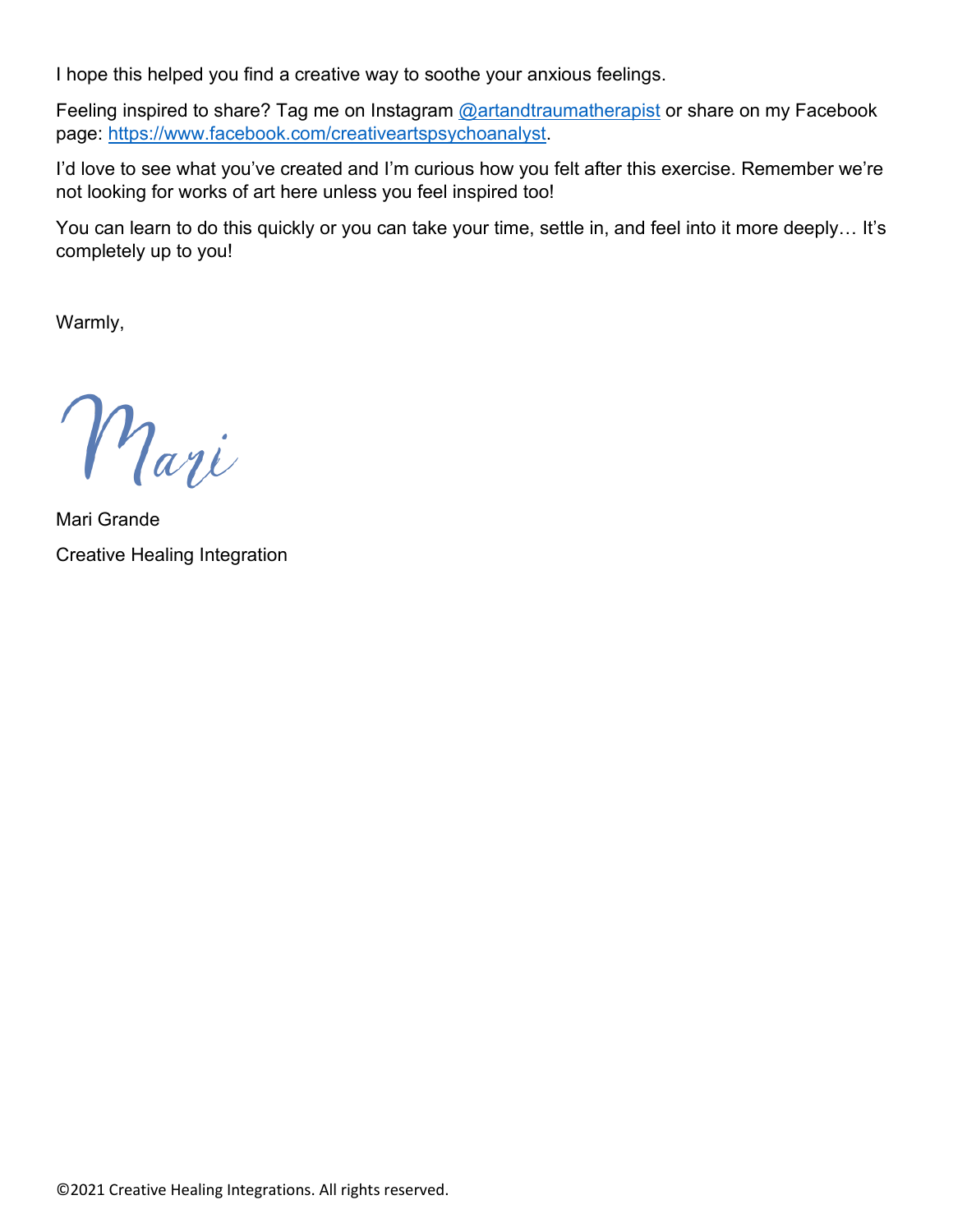I hope this helped you find a creative way to soothe your anxious feelings.

Feeling inspired to share? Tag me on Instagram [@artandtraumatherapist]() or share on my Facebook page: [https://www.facebook.com/creativeartspsychoanalyst](https://www.facebook.com/creativeartspsychoanalyst).

I'd love to see what you've created and I'm curious how you felt after this exercise. Remember we're not looking for works of art here unless you feel inspired too!

You can learn to do this quickly or you can take your time, settle in, and feel into it more deeply… It's completely up to you!

Warmly,

Mari

Mari Grande

Creative Healing Integration

©2021 Creative Healing Integrations. All rights reserved.